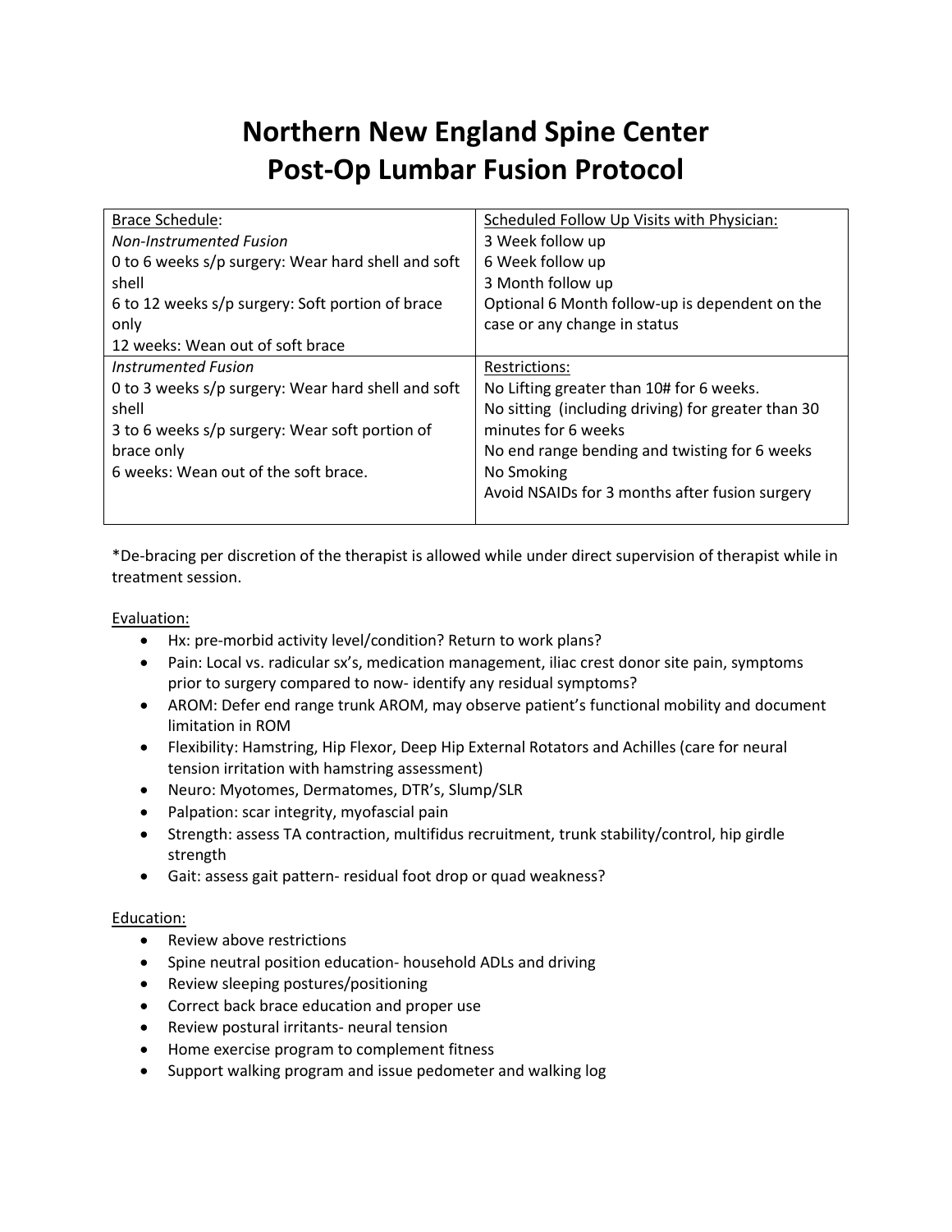# Northern New England Spine Center
# Post-Op Lumbar Fusion Protocol

| Brace Schedule: | Scheduled Follow Up Visits with Physician: |
|---|---|
| *Non-Instrumented Fusion*<br>0 to 6 weeks s/p surgery: Wear hard shell and soft shell<br>6 to 12 weeks s/p surgery: Soft portion of brace only<br>12 weeks: Wean out of soft brace | 3 Week follow up<br>6 Week follow up<br>3 Month follow up<br>Optional 6 Month follow-up is dependent on the case or any change in status |
| *Instrumented Fusion*<br>0 to 3 weeks s/p surgery: Wear hard shell and soft shell<br>3 to 6 weeks s/p surgery: Wear soft portion of brace only<br>6 weeks: Wean out of the soft brace. | Restrictions:<br>No Lifting greater than 10# for 6 weeks.<br>No sitting (including driving) for greater than 30 minutes for 6 weeks<br>No end range bending and twisting for 6 weeks<br>No Smoking<br>Avoid NSAIDs for 3 months after fusion surgery |

*De-bracing per discretion of the therapist is allowed while under direct supervision of therapist while in treatment session.

Evaluation:

- Hx: pre-morbid activity level/condition? Return to work plans?
- Pain: Local vs. radicular sx's, medication management, iliac crest donor site pain, symptoms prior to surgery compared to now- identify any residual symptoms?
- AROM: Defer end range trunk AROM, may observe patient's functional mobility and document limitation in ROM
- Flexibility: Hamstring, Hip Flexor, Deep Hip External Rotators and Achilles (care for neural tension irritation with hamstring assessment)
- Neuro: Myotomes, Dermatomes, DTR's, Slump/SLR
- Palpation: scar integrity, myofascial pain
- Strength: assess TA contraction, multifidus recruitment, trunk stability/control, hip girdle strength
- Gait: assess gait pattern- residual foot drop or quad weakness?

Education:

- Review above restrictions
- Spine neutral position education- household ADLs and driving
- Review sleeping postures/positioning
- Correct back brace education and proper use
- Review postural irritants- neural tension
- Home exercise program to complement fitness
- Support walking program and issue pedometer and walking log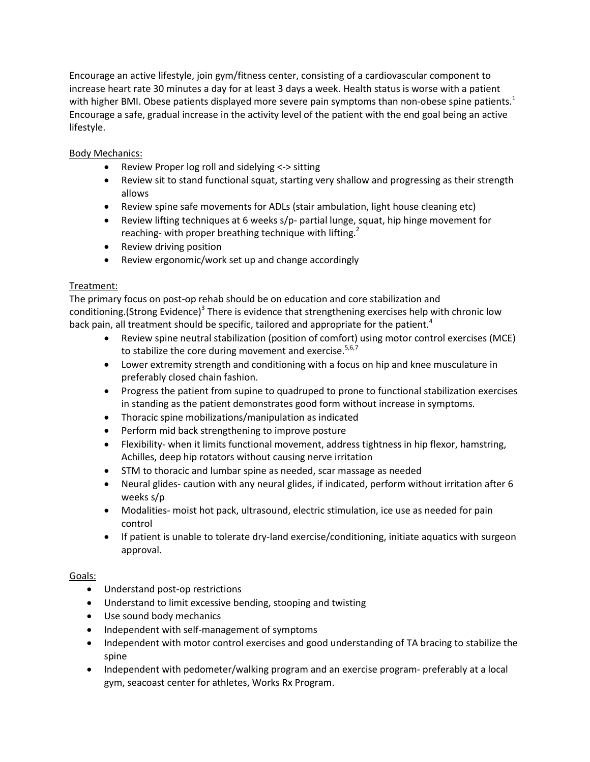Encourage an active lifestyle, join gym/fitness center, consisting of a cardiovascular component to increase heart rate 30 minutes a day for at least 3 days a week. Health status is worse with a patient with higher BMI. Obese patients displayed more severe pain symptoms than non-obese spine patients.[1] Encourage a safe, gradual increase in the activity level of the patient with the end goal being an active lifestyle.

Body Mechanics:

- Review Proper log roll and sidelying <-> sitting
- Review sit to stand functional squat, starting very shallow and progressing as their strength allows
- Review spine safe movements for ADLs (stair ambulation, light house cleaning etc)
- Review lifting techniques at 6 weeks s/p- partial lunge, squat, hip hinge movement for reaching- with proper breathing technique with lifting.[2]
- Review driving position
- Review ergonomic/work set up and change accordingly

Treatment:

The primary focus on post-op rehab should be on education and core stabilization and conditioning.(Strong Evidence)[3] There is evidence that strengthening exercises help with chronic low back pain, all treatment should be specific, tailored and appropriate for the patient.[4]

- Review spine neutral stabilization (position of comfort) using motor control exercises (MCE) to stabilize the core during movement and exercise.[5,6,7]
- Lower extremity strength and conditioning with a focus on hip and knee musculature in preferably closed chain fashion.
- Progress the patient from supine to quadruped to prone to functional stabilization exercises in standing as the patient demonstrates good form without increase in symptoms.
- Thoracic spine mobilizations/manipulation as indicated
- Perform mid back strengthening to improve posture
- Flexibility- when it limits functional movement, address tightness in hip flexor, hamstring, Achilles, deep hip rotators without causing nerve irritation
- STM to thoracic and lumbar spine as needed, scar massage as needed
- Neural glides- caution with any neural glides, if indicated, perform without irritation after 6 weeks s/p
- Modalities- moist hot pack, ultrasound, electric stimulation, ice use as needed for pain control
- If patient is unable to tolerate dry-land exercise/conditioning, initiate aquatics with surgeon approval.

Goals:

- Understand post-op restrictions
- Understand to limit excessive bending, stooping and twisting
- Use sound body mechanics
- Independent with self-management of symptoms
- Independent with motor control exercises and good understanding of TA bracing to stabilize the spine
- Independent with pedometer/walking program and an exercise program- preferably at a local gym, seacoast center for athletes, Works Rx Program.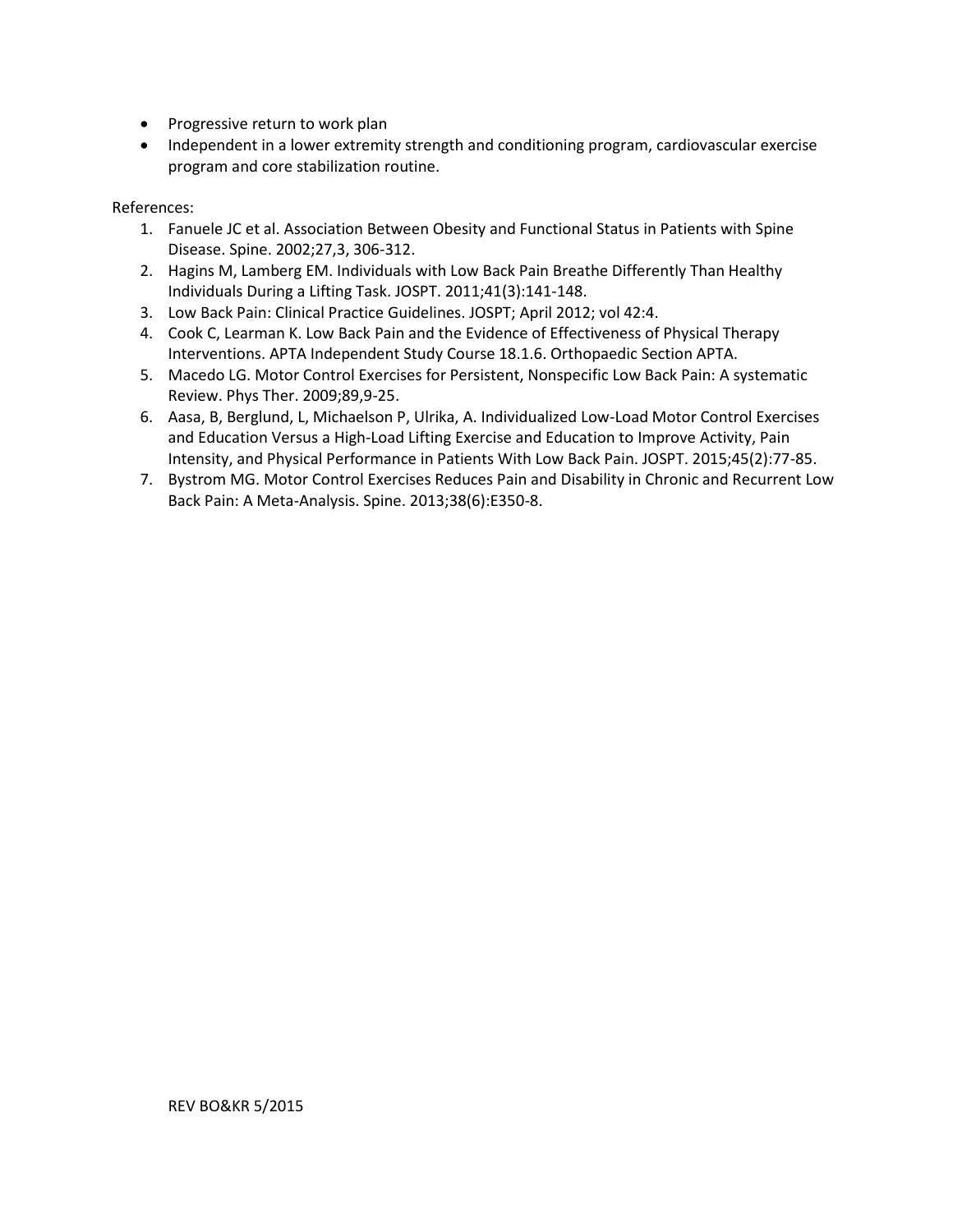- Progressive return to work plan
- Independent in a lower extremity strength and conditioning program, cardiovascular exercise program and core stabilization routine.

References:

1. Fanuele JC et al. Association Between Obesity and Functional Status in Patients with Spine Disease. Spine. 2002;27,3, 306-312.
2. Hagins M, Lamberg EM. Individuals with Low Back Pain Breathe Differently Than Healthy Individuals During a Lifting Task. JOSPT. 2011;41(3):141-148.
3. Low Back Pain: Clinical Practice Guidelines. JOSPT; April 2012; vol 42:4.
4. Cook C, Learman K. Low Back Pain and the Evidence of Effectiveness of Physical Therapy Interventions. APTA Independent Study Course 18.1.6. Orthopaedic Section APTA.
5. Macedo LG. Motor Control Exercises for Persistent, Nonspecific Low Back Pain: A systematic Review. Phys Ther. 2009;89,9-25.
6. Aasa, B, Berglund, L, Michaelson P, Ulrika, A. Individualized Low-Load Motor Control Exercises and Education Versus a High-Load Lifting Exercise and Education to Improve Activity, Pain Intensity, and Physical Performance in Patients With Low Back Pain. JOSPT. 2015;45(2):77-85.
7. Bystrom MG. Motor Control Exercises Reduces Pain and Disability in Chronic and Recurrent Low Back Pain: A Meta-Analysis. Spine. 2013;38(6):E350-8.

REV BO&KR 5/2015